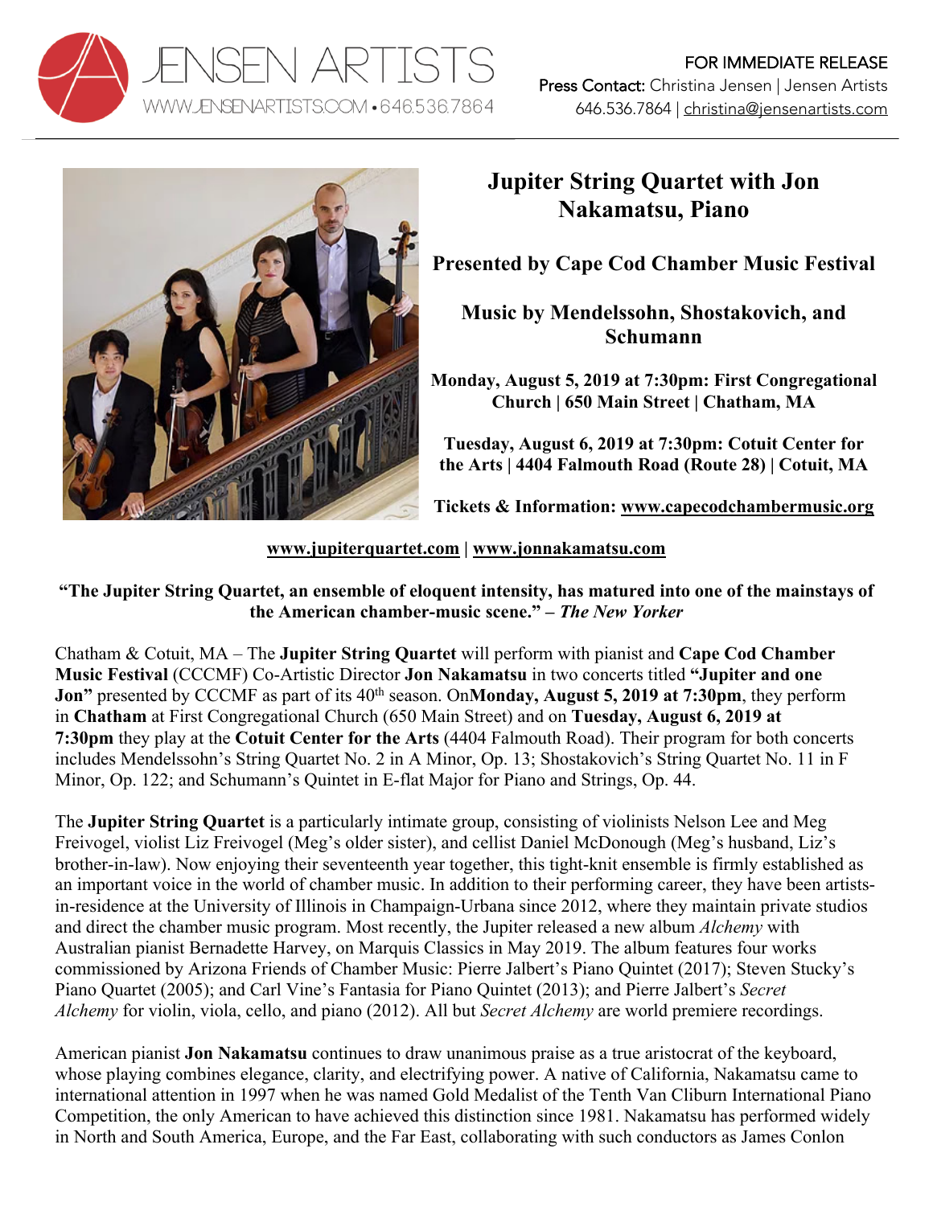JENSEN ARTISTS
WWW.JENSENARTISTS.COM • 646.536.7864

FOR IMMEDIATE RELEASE
Press Contact: Christina Jensen | Jensen Artists
646.536.7864 | christina@jensenartists.com

# Jupiter String Quartet with Jon Nakamatsu, Piano

## Presented by Cape Cod Chamber Music Festival

## Music by Mendelssohn, Shostakovich, and Schumann

**Monday, August 5, 2019 at 7:30pm: First Congregational Church | 650 Main Street | Chatham, MA**

**Tuesday, August 6, 2019 at 7:30pm: Cotuit Center for the Arts | 4404 Falmouth Road (Route 28) | Cotuit, MA**

**Tickets & Information: www.capecodchambermusic.org**

**www.jupiterquartet.com | www.jonnakamatsu.com**

**"The Jupiter String Quartet, an ensemble of eloquent intensity, has matured into one of the mainstays of the American chamber-music scene." – *The New Yorker***

Chatham & Cotuit, MA – The **Jupiter String Quartet** will perform with pianist and **Cape Cod Chamber Music Festival** (CCCMF) Co-Artistic Director **Jon Nakamatsu** in two concerts titled **"Jupiter and one Jon"** presented by CCCMF as part of its 40th season. On**Monday, August 5, 2019 at 7:30pm**, they perform in **Chatham** at First Congregational Church (650 Main Street) and on **Tuesday, August 6, 2019 at 7:30pm** they play at the **Cotuit Center for the Arts** (4404 Falmouth Road). Their program for both concerts includes Mendelssohn's String Quartet No. 2 in A Minor, Op. 13; Shostakovich's String Quartet No. 11 in F Minor, Op. 122; and Schumann's Quintet in E-flat Major for Piano and Strings, Op. 44.

The **Jupiter String Quartet** is a particularly intimate group, consisting of violinists Nelson Lee and Meg Freivogel, violist Liz Freivogel (Meg's older sister), and cellist Daniel McDonough (Meg's husband, Liz's brother-in-law). Now enjoying their seventeenth year together, this tight-knit ensemble is firmly established as an important voice in the world of chamber music. In addition to their performing career, they have been artists-in-residence at the University of Illinois in Champaign-Urbana since 2012, where they maintain private studios and direct the chamber music program. Most recently, the Jupiter released a new album *Alchemy* with Australian pianist Bernadette Harvey, on Marquis Classics in May 2019. The album features four works commissioned by Arizona Friends of Chamber Music: Pierre Jalbert's Piano Quintet (2017); Steven Stucky's Piano Quartet (2005); and Carl Vine's Fantasia for Piano Quintet (2013); and Pierre Jalbert's *Secret Alchemy* for violin, viola, cello, and piano (2012). All but *Secret Alchemy* are world premiere recordings.

American pianist **Jon Nakamatsu** continues to draw unanimous praise as a true aristocrat of the keyboard, whose playing combines elegance, clarity, and electrifying power. A native of California, Nakamatsu came to international attention in 1997 when he was named Gold Medalist of the Tenth Van Cliburn International Piano Competition, the only American to have achieved this distinction since 1981. Nakamatsu has performed widely in North and South America, Europe, and the Far East, collaborating with such conductors as James Conlon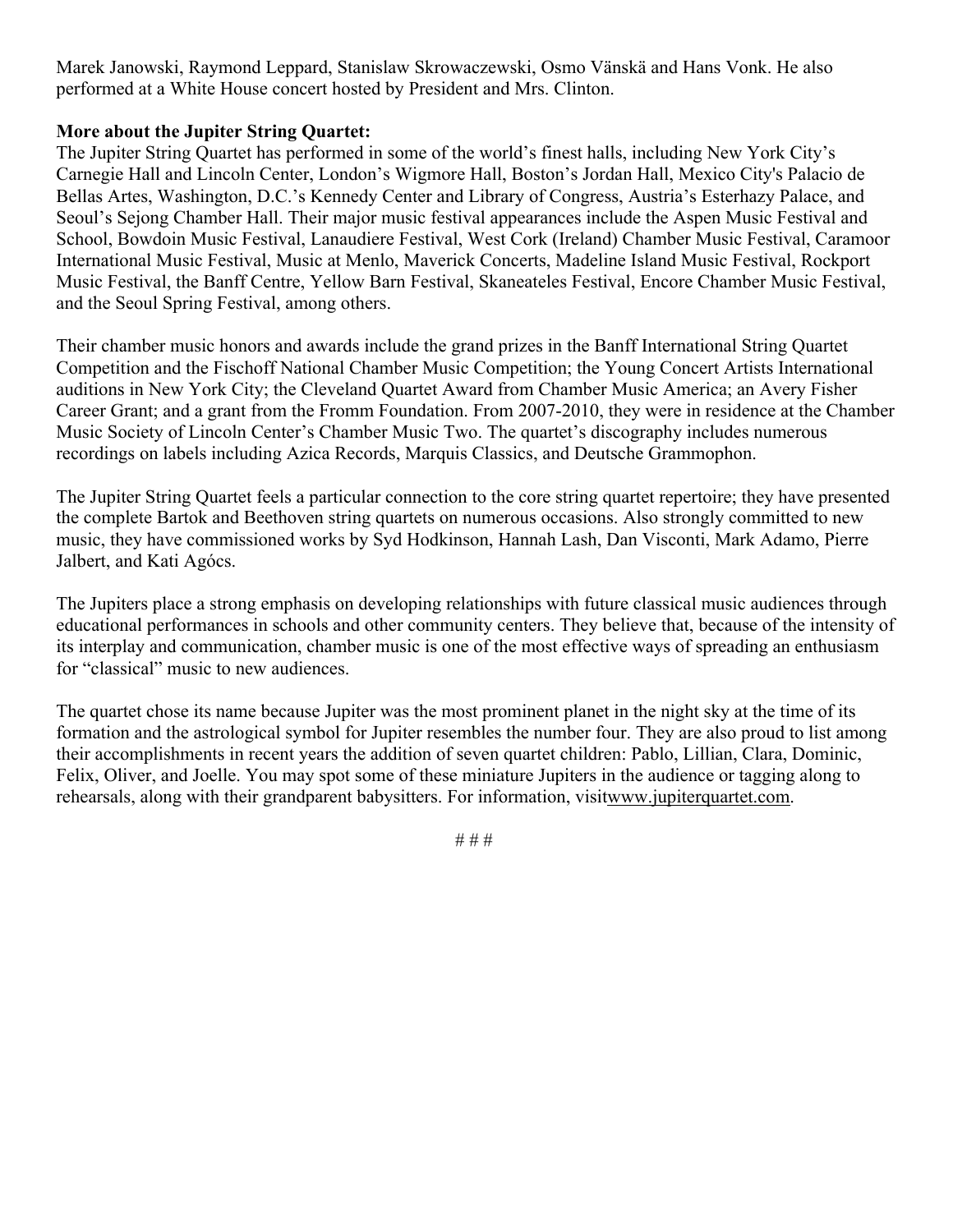Marek Janowski, Raymond Leppard, Stanislaw Skrowaczewski, Osmo Vänskä and Hans Vonk. He also performed at a White House concert hosted by President and Mrs. Clinton.

**More about the Jupiter String Quartet:**

The Jupiter String Quartet has performed in some of the world's finest halls, including New York City's Carnegie Hall and Lincoln Center, London's Wigmore Hall, Boston's Jordan Hall, Mexico City's Palacio de Bellas Artes, Washington, D.C.'s Kennedy Center and Library of Congress, Austria's Esterhazy Palace, and Seoul's Sejong Chamber Hall. Their major music festival appearances include the Aspen Music Festival and School, Bowdoin Music Festival, Lanaudiere Festival, West Cork (Ireland) Chamber Music Festival, Caramoor International Music Festival, Music at Menlo, Maverick Concerts, Madeline Island Music Festival, Rockport Music Festival, the Banff Centre, Yellow Barn Festival, Skaneateles Festival, Encore Chamber Music Festival, and the Seoul Spring Festival, among others.

Their chamber music honors and awards include the grand prizes in the Banff International String Quartet Competition and the Fischoff National Chamber Music Competition; the Young Concert Artists International auditions in New York City; the Cleveland Quartet Award from Chamber Music America; an Avery Fisher Career Grant; and a grant from the Fromm Foundation. From 2007-2010, they were in residence at the Chamber Music Society of Lincoln Center's Chamber Music Two. The quartet's discography includes numerous recordings on labels including Azica Records, Marquis Classics, and Deutsche Grammophon.

The Jupiter String Quartet feels a particular connection to the core string quartet repertoire; they have presented the complete Bartok and Beethoven string quartets on numerous occasions. Also strongly committed to new music, they have commissioned works by Syd Hodkinson, Hannah Lash, Dan Visconti, Mark Adamo, Pierre Jalbert, and Kati Agócs.

The Jupiters place a strong emphasis on developing relationships with future classical music audiences through educational performances in schools and other community centers. They believe that, because of the intensity of its interplay and communication, chamber music is one of the most effective ways of spreading an enthusiasm for "classical" music to new audiences.

The quartet chose its name because Jupiter was the most prominent planet in the night sky at the time of its formation and the astrological symbol for Jupiter resembles the number four. They are also proud to list among their accomplishments in recent years the addition of seven quartet children: Pablo, Lillian, Clara, Dominic, Felix, Oliver, and Joelle. You may spot some of these miniature Jupiters in the audience or tagging along to rehearsals, along with their grandparent babysitters. For information, visitwww.jupiterquartet.com.

# # #